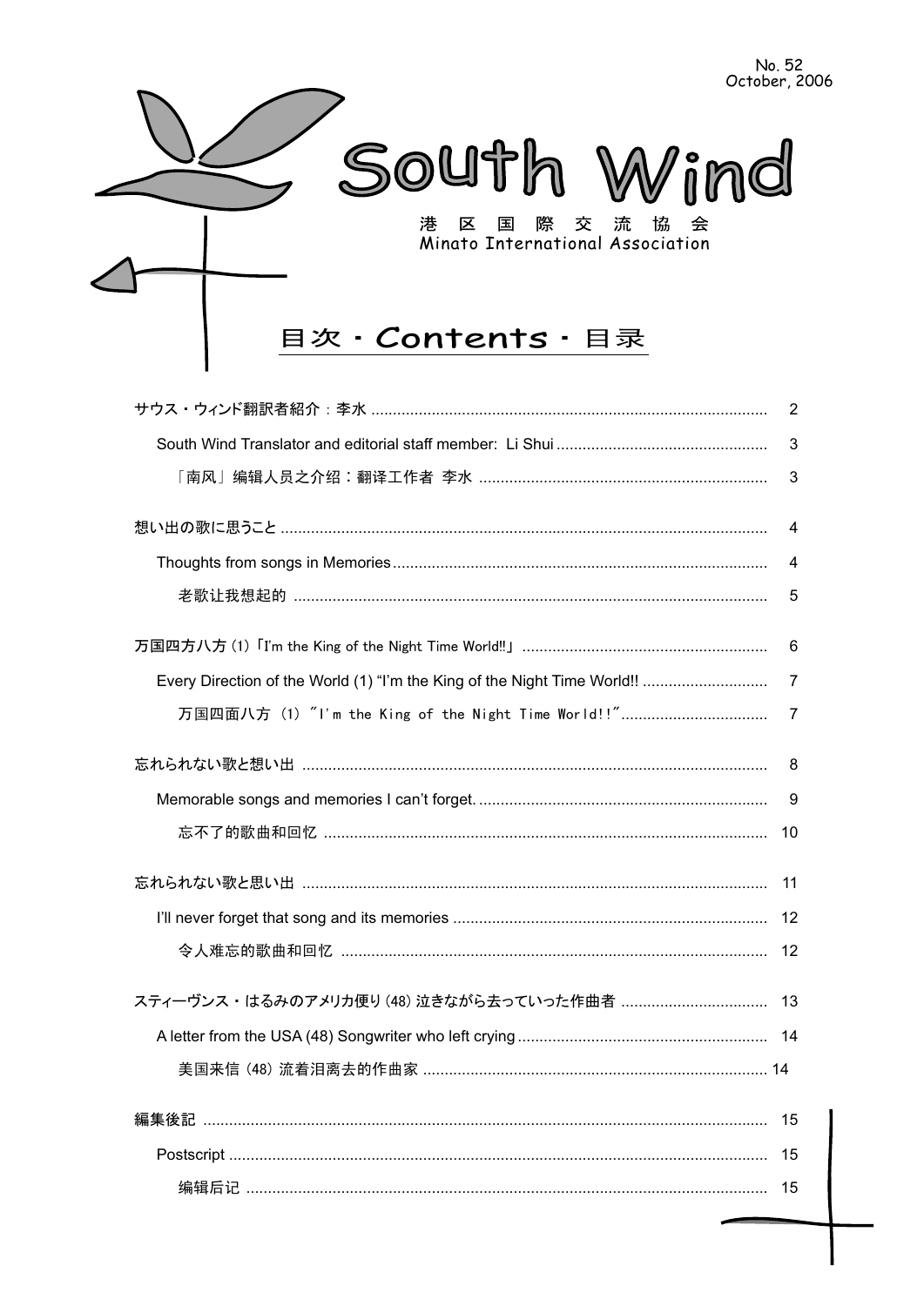No. 52
October, 2006

# South Wind

港 区 国 際 交 流 協 会
Minato International Association

## 目次・Contents・目录

| | |
|---|---|
| サウス・ウィンド翻訳者紹介：李水 | 2 |
| South Wind Translator and editorial staff member: Li Shui | 3 |
| 「南风」编辑人员之介绍：翻译工作者 李水 | 3 |
| 想い出の歌に思うこと | 4 |
| Thoughts from songs in Memories | 4 |
| 老歌让我想起的 | 5 |
| 万国四方八方 (1)「I'm the King of the Night Time World!!」 | 6 |
| Every Direction of the World (1) "I'm the King of the Night Time World!! | 7 |
| 万国四面八方 (1) "I'm the King of the Night Time World!!" | 7 |
| 忘れられない歌と想い出 | 8 |
| Memorable songs and memories I can't forget. | 9 |
| 忘不了的歌曲和回忆 | 10 |
| 忘れられない歌と思い出 | 11 |
| I'll never forget that song and its memories | 12 |
| 令人难忘的歌曲和回忆 | 12 |
| スティーヴンス・はるみのアメリカ便り (48) 泣きながら去っていった作曲者 | 13 |
| A letter from the USA (48) Songwriter who left crying | 14 |
| 美国来信 (48) 流着泪离去的作曲家 | 14 |
| 編集後記 | 15 |
| Postscript | 15 |
| 编辑后记 | 15 |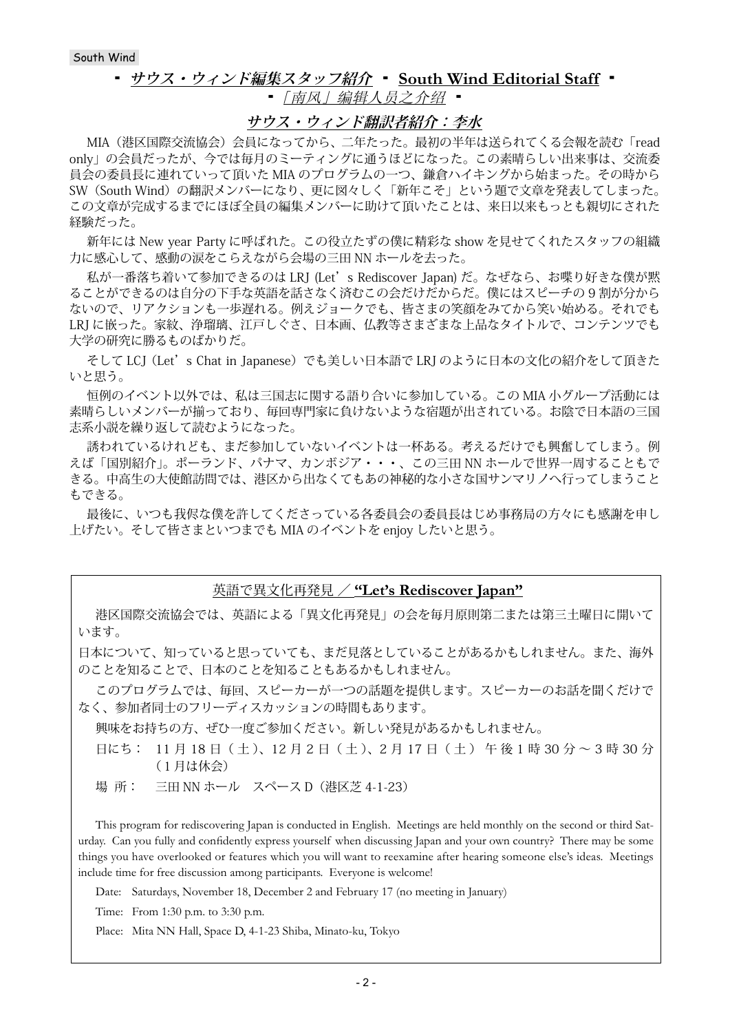## ・ *サウス・ウィンド編集スタッフ紹介* ・ **South Wind Editorial Staff** ・
## ・ *「南风」编辑人员之介绍* ・

### *サウス・ウィンド翻訳者紹介：李水*

MIA（港区国際交流協会）会員になってから、二年たった。最初の半年は送られてくる会報を読む「read only」の会員だったが、今では毎月のミーティングに通うほどになった。この素晴らしい出来事は、交流委員会の委員長に連れていって頂いた MIA のプログラムの一つ、鎌倉ハイキングから始まった。その時から SW（South Wind）の翻訳メンバーになり、更に図々しく「新年こそ」という題で文章を発表してしまった。この文章が完成するまでにほぼ全員の編集メンバーに助けて頂いたことは、来日以来もっとも親切にされた経験だった。

新年には New year Party に呼ばれた。この役立たずの僕に精彩な show を見せてくれたスタッフの組織力に感心して、感動の涙をこらえながら会場の三田 NN ホールを去った。

私が一番落ち着いて参加できるのは LRJ (Let's Rediscover Japan) だ。なぜなら、お喋り好きな僕が黙ることができるのは自分の下手な英語を話さなく済むこの会だけだからだ。僕にはスピーチの 9 割が分からないので、リアクションも一歩遅れる。例えジョークでも、皆さまの笑顔をみてから笑い始める。それでも LRJ に嵌った。家紋、浄瑠璃、江戸しぐさ、日本画、仏教等さまざまな上品なタイトルで、コンテンツでも大学の研究に勝るものばかりだ。

そして LCJ（Let's Chat in Japanese）でも美しい日本語で LRJ のように日本の文化の紹介をして頂きたいと思う。

恒例のイベント以外では、私は三国志に関する語り合いに参加している。この MIA 小グループ活動には素晴らしいメンバーが揃っており、毎回専門家に負けないような宿題が出されている。お陰で日本語の三国志系小説を繰り返して読むようになった。

誘われているけれども、まだ参加していないイベントは一杯ある。考えるだけでも興奮してしまう。例えば「国別紹介」。ポーランド、パナマ、カンボジア・・・、この三田 NN ホールで世界一周することもできる。中高生の大使館訪問では、港区から出なくてもあの神秘的な小さな国サンマリノへ行ってしまうこともできる。

最後に、いつも我侭な僕を許してくださっている各委員会の委員長はじめ事務局の方々にも感謝を申し上げたい。そして皆さまといつまでも MIA のイベントを enjoy したいと思う。

---

### 英語で異文化再発見 ／ **"Let's Rediscover Japan"**

港区国際交流協会では、英語による「異文化再発見」の会を毎月原則第二または第三土曜日に開いています。

日本について、知っていると思っていても、まだ見落としていることがあるかもしれません。また、海外のことを知ることで、日本のことを知ることもあるかもしれません。

このプログラムでは、毎回、スピーカーが一つの話題を提供します。スピーカーのお話を聞くだけでなく、参加者同士のフリーディスカッションの時間もあります。

興味をお持ちの方、ぜひ一度ご参加ください。新しい発見があるかもしれません。

日にち： 11 月 18 日（土）、12 月 2 日（土）、2 月 17 日（土） 午後 1 時 30 分 ～ 3 時 30 分（1 月は休会）

場 所： 三田 NN ホール　スペース D（港区芝 4-1-23）

This program for rediscovering Japan is conducted in English. Meetings are held monthly on the second or third Saturday. Can you fully and confidently express yourself when discussing Japan and your own country? There may be some things you have overlooked or features which you will want to reexamine after hearing someone else's ideas. Meetings include time for free discussion among participants. Everyone is welcome!

Date: Saturdays, November 18, December 2 and February 17 (no meeting in January)

Time: From 1:30 p.m. to 3:30 p.m.

Place: Mita NN Hall, Space D, 4-1-23 Shiba, Minato-ku, Tokyo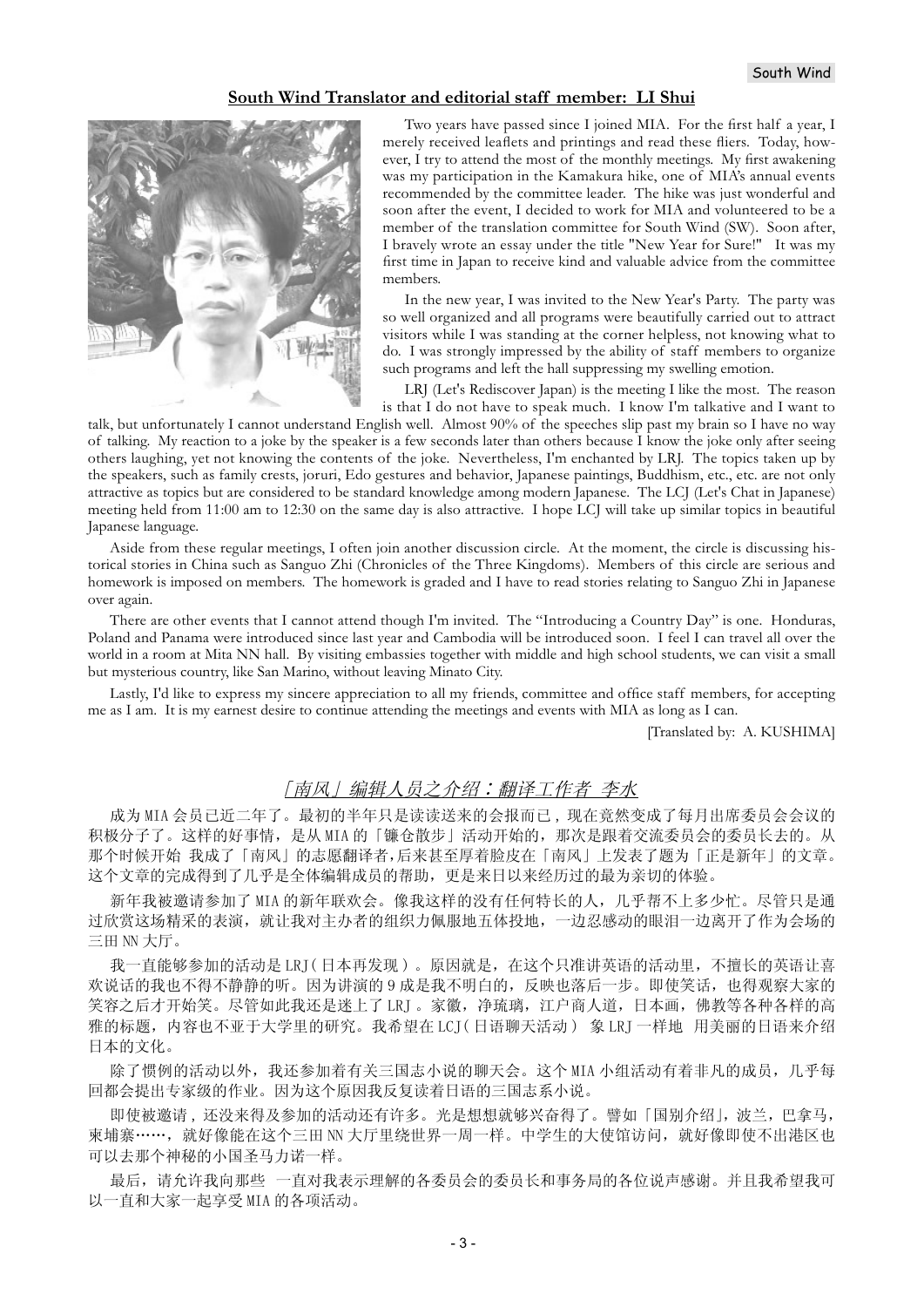## South Wind Translator and editorial staff member: LI Shui

Two years have passed since I joined MIA. For the first half a year, I merely received leaflets and printings and read these fliers. Today, however, I try to attend the most of the monthly meetings. My first awakening was my participation in the Kamakura hike, one of MIA's annual events recommended by the committee leader. The hike was just wonderful and soon after the event, I decided to work for MIA and volunteered to be a member of the translation committee for South Wind (SW). Soon after, I bravely wrote an essay under the title "New Year for Sure!" It was my first time in Japan to receive kind and valuable advice from the committee members.

In the new year, I was invited to the New Year's Party. The party was so well organized and all programs were beautifully carried out to attract visitors while I was standing at the corner helpless, not knowing what to do. I was strongly impressed by the ability of staff members to organize such programs and left the hall suppressing my swelling emotion.

LRJ (Let's Rediscover Japan) is the meeting I like the most. The reason is that I do not have to speak much. I know I'm talkative and I want to talk, but unfortunately I cannot understand English well. Almost 90% of the speeches slip past my brain so I have no way of talking. My reaction to a joke by the speaker is a few seconds later than others because I know the joke only after seeing others laughing, yet not knowing the contents of the joke. Nevertheless, I'm enchanted by LRJ. The topics taken up by the speakers, such as family crests, joruri, Edo gestures and behavior, Japanese paintings, Buddhism, etc., etc. are not only attractive as topics but are considered to be standard knowledge among modern Japanese. The LCJ (Let's Chat in Japanese) meeting held from 11:00 am to 12:30 on the same day is also attractive. I hope LCJ will take up similar topics in beautiful Japanese language.

Aside from these regular meetings, I often join another discussion circle. At the moment, the circle is discussing historical stories in China such as Sanguo Zhi (Chronicles of the Three Kingdoms). Members of this circle are serious and homework is imposed on members. The homework is graded and I have to read stories relating to Sanguo Zhi in Japanese over again.

There are other events that I cannot attend though I'm invited. The "Introducing a Country Day" is one. Honduras, Poland and Panama were introduced since last year and Cambodia will be introduced soon. I feel I can travel all over the world in a room at Mita NN hall. By visiting embassies together with middle and high school students, we can visit a small but mysterious country, like San Marino, without leaving Minato City.

Lastly, I'd like to express my sincere appreciation to all my friends, committee and office staff members, for accepting me as I am. It is my earnest desire to continue attending the meetings and events with MIA as long as I can.

[Translated by: A. KUSHIMA]

## *「南风」编辑人员之介绍：翻译工作者 李水*

成为 MIA 会员已近二年了。最初的半年只是读读送来的会报而已，现在竟然变成了每月出席委员会会议的积极分子了。这样的好事情，是从 MIA 的「镰仓散步」活动开始的，那次是跟着交流委员会的委员长去的。从那个时候开始 我成了「南风」的志愿翻译者，后来甚至厚着脸皮在「南风」上发表了题为「正是新年」的文章。这个文章的完成得到了几乎是全体编辑成员的帮助，更是来日以来经历过的最为亲切的体验。

新年我被邀请参加了 MIA 的新年联欢会。像我这样的没有任何特长的人，几乎帮不上多少忙。尽管只是通过欣赏这场精采的表演，就让我对主办者的组织力佩服地五体投地，一边忍感动的眼泪一边离开了作为会场的三田 NN 大厅。

我一直能够参加的活动是 LRJ（日本再发现）。原因就是，在这个只准讲英语的活动里，不擅长的英语让喜欢说话的我也不得不静静的听。因为讲演的 9 成是我不明白的，反映也落后一步。即使笑话，也得观察大家的笑容之后才开始笑。尽管如此我还是迷上了 LRJ。家徽，净琉璃，江户商人道，日本画，佛教等各种各样的高雅的标题，内容也不亚于大学里的研究。我希望在 LCJ（日语聊天活动） 象 LRJ 一样地 用美丽的日语来介绍日本的文化。

除了惯例的活动以外，我还参加着有关三国志小说的聊天会。这个 MIA 小组活动有着非凡的成员，几乎每回都会提出专家级的作业。因为这个原因我反复读着日语的三国志系小说。

即使被邀请，还没来得及参加的活动还有许多。光是想想就够兴奋得了。譬如「国别介绍」，波兰，巴拿马，柬埔寨……，就好像能在这个三田 NN 大厅里绕世界一周一样。中学生的大使馆访问，就好像即使不出港区也可以去那个神秘的小国圣马力诺一样。

最后，请允许我向那些 一直对我表示理解的各委员会的委员长和事务局的各位说声感谢。并且我希望我可以一直和大家一起享受 MIA 的各项活动。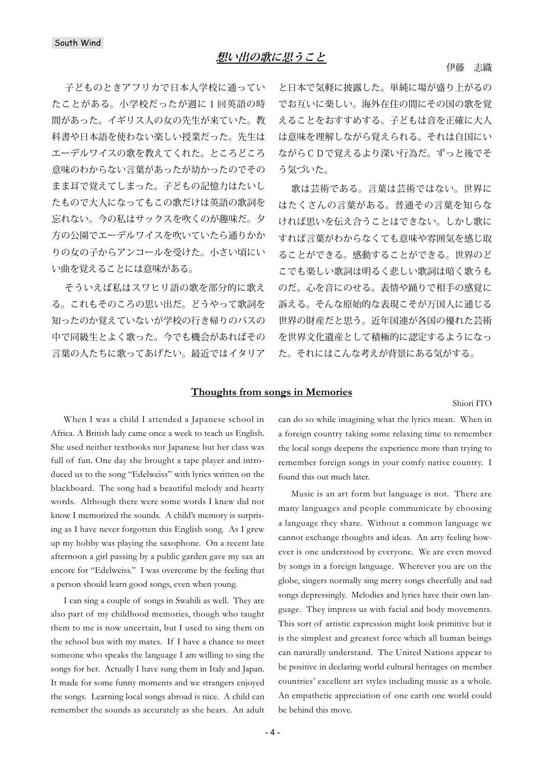## 想い出の歌に思うこと

伊藤　志織

子どものときアフリカで日本人学校に通っていたことがある。小学校だったが週に１回英語の時間があった。イギリス人の女の先生が来ていた。教科書や日本語を使わない楽しい授業だった。先生はエーデルワイスの歌を教えてくれた。ところどころ意味のわからない言葉があったが幼かったのでそのまま耳で覚えてしまった。子どもの記憶力はたいしたもので大人になってもこの歌だけは英語の歌詞を忘れない。今の私はサックスを吹くのが趣味だ。夕方の公園でエーデルワイスを吹いていたら通りかかりの女の子からアンコールを受けた。小さい頃にいい曲を覚えることには意味がある。

そういえば私はスワヒリ語の歌を部分的に歌える。これもそのころの思い出だ。どうやって歌詞を知ったのか覚えていないが学校の行き帰りのバスの中で同級生とよく歌った。今でも機会があればその言葉の人たちに歌ってあげたい。最近ではイタリアと日本で気軽に披露した。単純に場が盛り上がるのでお互いに楽しい。海外在住の間にその国の歌を覚えることをおすすめする。子どもは音を正確に大人は意味を理解しながら覚えられる。それは自国にいながらＣＤで覚えるより深い行為だ。ずっと後でそう気づいた。

歌は芸術である。言葉は芸術ではない。世界にはたくさんの言葉がある。普通その言葉を知らなければ思いを伝え合うことはできない。しかし歌にすれば言葉がわからなくても意味や雰囲気を感じ取ることができる。感動することができる。世界のどこでも楽しい歌詞は明るく悲しい歌詞は暗く歌うものだ。心を音にのせる。表情や踊りで相手の感覚に訴える。そんな原始的な表現こそが万国人に通じる世界の財産だと思う。近年国連が各国の優れた芸術を世界文化遺産として積極的に認定するようになった。それにはこんな考えが背景にある気がする。

## Thoughts from songs in Memories

Shiori ITO

When I was a child I attended a Japanese school in Africa. A British lady came once a week to teach us English. She used neither textbooks nor Japanese but her class was full of fun. One day she brought a tape player and introduced us to the song "Edelweiss" with lyrics written on the blackboard. The song had a beautiful melody and hearty words. Although there were some words I knew did not know I memorized the sounds. A child's memory is surprising as I have never forgotten this English song. As I grew up my hobby was playing the saxophone. On a recent late afternoon a girl passing by a public garden gave my sax an encore for "Edelweiss." I was overcome by the feeling that a person should learn good songs, even when young.

I can sing a couple of songs in Swahili as well. They are also part of my childhood memories, though who taught them to me is now uncertain, but I used to sing them on the school bus with my mates. If I have a chance to meet someone who speaks the language I am willing to sing the songs for her. Actually I have sung them in Italy and Japan. It made for some funny moments and we strangers enjoyed the songs. Learning local songs abroad is nice. A child can remember the sounds as accurately as she hears. An adult can do so while imagining what the lyrics mean. When in a foreign country taking some relaxing time to remember the local songs deepens the experience more than trying to remember foreign songs in your comfy native country. I found this out much later.

Music is an art form but language is not. There are many languages and people communicate by choosing a language they share. Without a common language we cannot exchange thoughts and ideas. An arty feeling however is one understood by everyone. We are even moved by songs in a foreign language. Wherever you are on the globe, singers normally sing merry songs cheerfully and sad songs depressingly. Melodies and lyrics have their own language. They impress us with facial and body movements. This sort of artistic expression might look primitive but it is the simplest and greatest force which all human beings can naturally understand. The United Nations appear to be positive in declaring world cultural heritages on member countries' excellent art styles including music as a whole. An empathetic appreciation of one earth one world could be behind this move.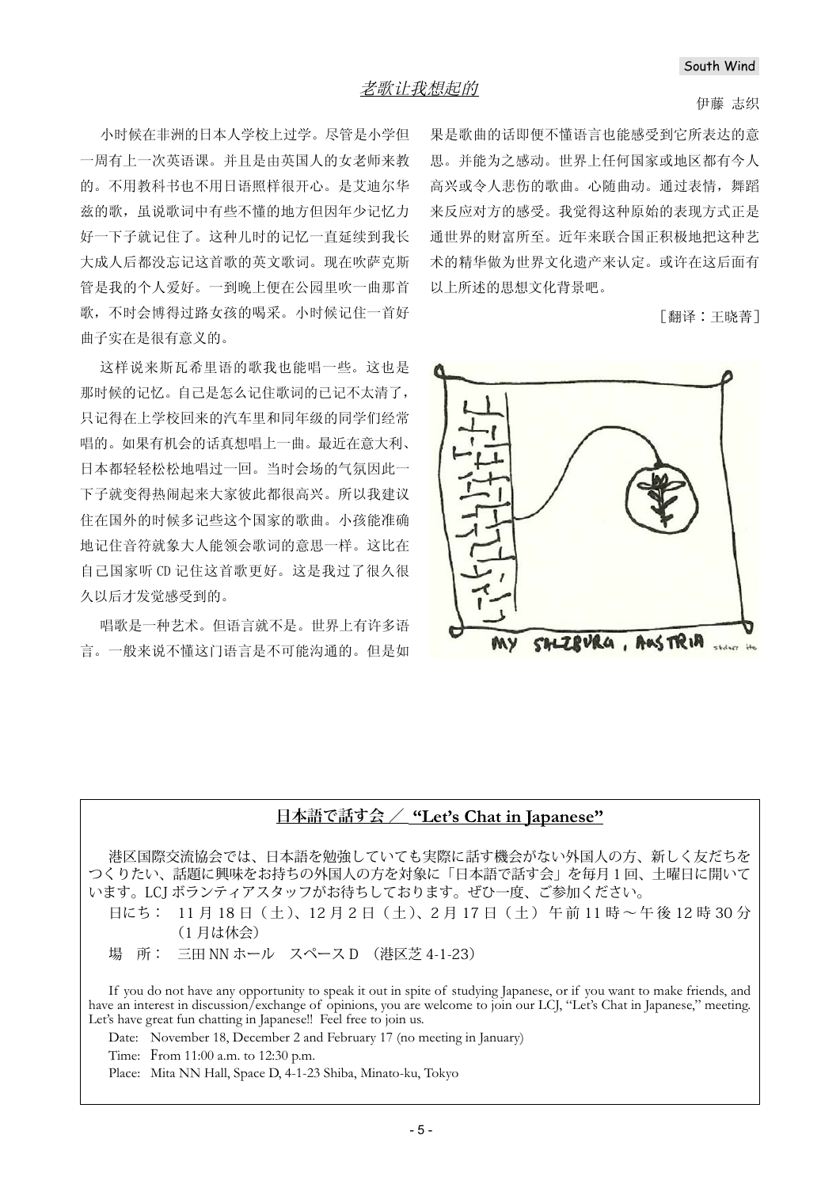## 老歌让我想起的

伊藤 志织

小时候在非洲的日本人学校上过学。尽管是小学但一周有上一次英语课。并且是由英国人的女老师来教的。不用教科书也不用日语照样很开心。是艾迪尔华兹的歌，虽说歌词中有些不懂的地方但因年少记忆力好一下子就记住了。这种儿时的记忆一直延续到我长大成人后都没忘记这首歌的英文歌词。现在吹萨克斯管是我的个人爱好。一到晚上便在公园里吹一曲那首歌，不时会博得过路女孩的喝采。小时候记住一首好曲子实在是很有意义的。

这样说来斯瓦希里语的歌我也能唱一些。这也是那时候的记忆。自己是怎么记住歌词的已记不太清了，只记得在上学校回来的汽车里和同年级的同学们经常唱的。如果有机会的话真想唱上一曲。最近在意大利、日本都轻轻松松地唱过一回。当时会场的气氛因此一下子就变得热闹起来大家彼此都很高兴。所以我建议住在国外的时候多记些这个国家的歌曲。小孩能准确地记住音符就象大人能领会歌词的意思一样。这比在自己国家听 CD 记住这首歌更好。这是我过了很久很久以后才发觉感受到的。

唱歌是一种艺术。但语言就不是。世界上有许多语言。一般来说不懂这门语言是不可能沟通的。但是如果是歌曲的话即便不懂语言也能感受到它所表达的意思。并能为之感动。世界上任何国家或地区都有令人高兴或令人悲伤的歌曲。心随曲动。通过表情，舞蹈来反应对方的感受。我觉得这种原始的表现方式正是通世界的财富所至。近年来联合国正积极地把这种艺术的精华做为世界文化遗产来认定。或许在这后面有以上所述的思想文化背景吧。

［翻译：王晓菁］

MY SALZBURG, AUSTRIA shiori ito

---

### 日本語で話す会 ／ "Let's Chat in Japanese"

港区国際交流協会では、日本語を勉強していても実際に話す機会がない外国人の方、新しく友だちをつくりたい、話題に興味をお持ちの外国人の方を対象に「日本語で話す会」を毎月1回、土曜日に開いています。LCJ ボランティアスタッフがお待ちしております。ぜひ一度、ご参加ください。

日にち： 11 月 18 日（土）、12 月 2 日（土）、2 月 17 日（土） 午前 11 時～午後 12 時 30 分（1 月は休会）

場　所： 三田 NN ホール　スペース D （港区芝 4-1-23）

If you do not have any opportunity to speak it out in spite of studying Japanese, or if you want to make friends, and have an interest in discussion/exchange of opinions, you are welcome to join our LCJ, "Let's Chat in Japanese," meeting. Let's have great fun chatting in Japanese!! Feel free to join us.

Date: November 18, December 2 and February 17 (no meeting in January)

Time: From 11:00 a.m. to 12:30 p.m.

Place: Mita NN Hall, Space D, 4-1-23 Shiba, Minato-ku, Tokyo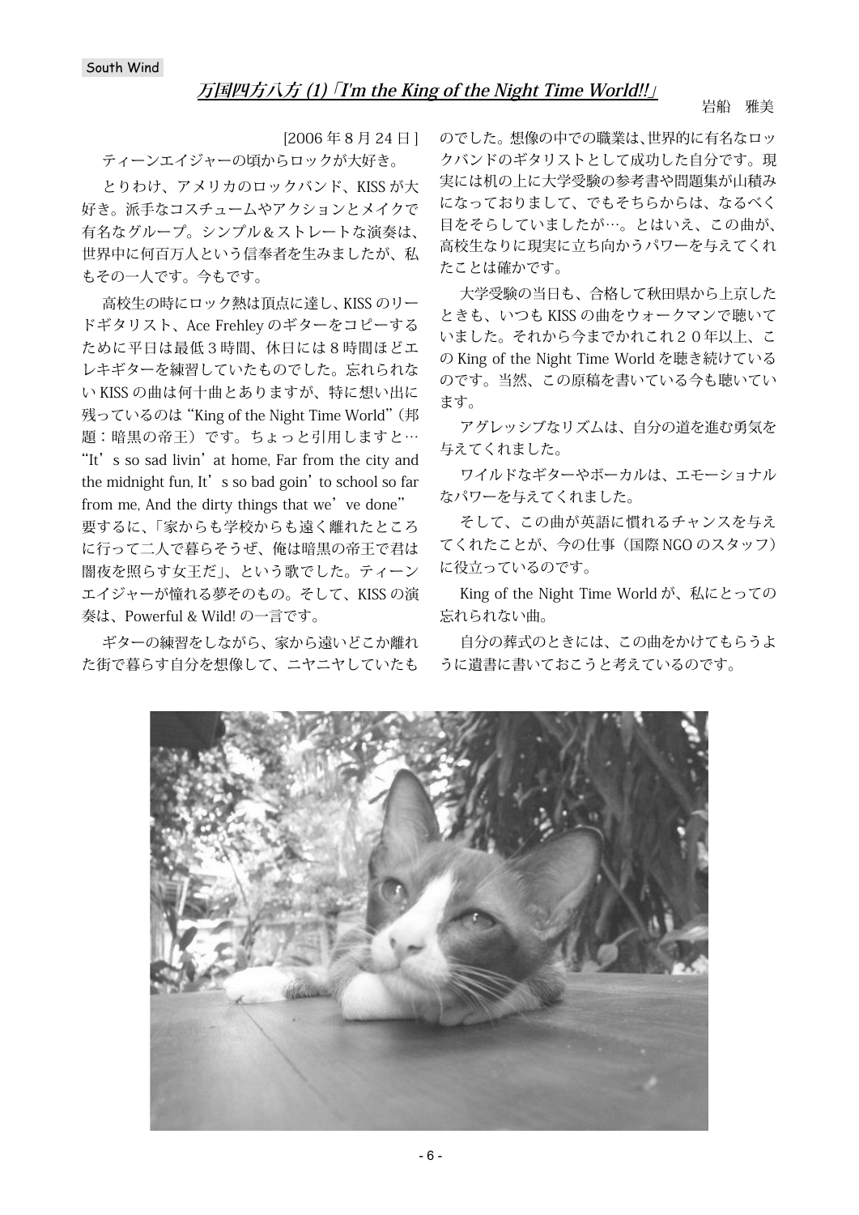South Wind

## 万国四方八方 (1)「I'm the King of the Night Time World!!」

岩船　雅美

[2006 年 8 月 24 日 ]

ティーンエイジャーの頃からロックが大好き。

とりわけ、アメリカのロックバンド、KISS が大好き。派手なコスチュームやアクションとメイクで有名なグループ。シンプル＆ストレートな演奏は、世界中に何百万人という信奉者を生みましたが、私もその一人です。今もです。

高校生の時にロック熱は頂点に達し、KISS のリードギタリスト、Ace Frehley のギターをコピーするために平日は最低３時間、休日には８時間ほどエレキギターを練習していたものでした。忘れられない KISS の曲は何十曲とありますが、特に想い出に残っているのは "King of the Night Time World"（邦題：暗黒の帝王）です。ちょっと引用しますと…

"It's so sad livin' at home, Far from the city and the midnight fun, It's so bad goin' to school so far from me, And the dirty things that we've done"

要するに、「家からも学校からも遠く離れたところに行って二人で暮らそうぜ、俺は暗黒の帝王で君は闇夜を照らす女王だ」、という歌でした。ティーンエイジャーが憧れる夢そのもの。そして、KISS の演奏は、Powerful & Wild! の一言です。

ギターの練習をしながら、家から遠いどこか離れた街で暮らす自分を想像して、ニヤニヤしていたものでした。想像の中での職業は、世界的に有名なロックバンドのギタリストとして成功した自分です。現実には机の上に大学受験の参考書や問題集が山積みになっておりまして、でもそちらからは、なるべく目をそらしていましたが…。とはいえ、この曲が、高校生なりに現実に立ち向かうパワーを与えてくれたことは確かです。

大学受験の当日も、合格して秋田県から上京したときも、いつも KISS の曲をウォークマンで聴いていました。それから今までかれこれ２０年以上、この King of the Night Time World を聴き続けているのです。当然、この原稿を書いている今も聴いています。

アグレッシブなリズムは、自分の道を進む勇気を与えてくれました。

ワイルドなギターやボーカルは、エモーショナルなパワーを与えてくれました。

そして、この曲が英語に慣れるチャンスを与えてくれたことが、今の仕事（国際 NGO のスタッフ）に役立っているのです。

King of the Night Time World が、私にとっての忘れられない曲。

自分の葬式のときには、この曲をかけてもらうように遺書に書いておこうと考えているのです。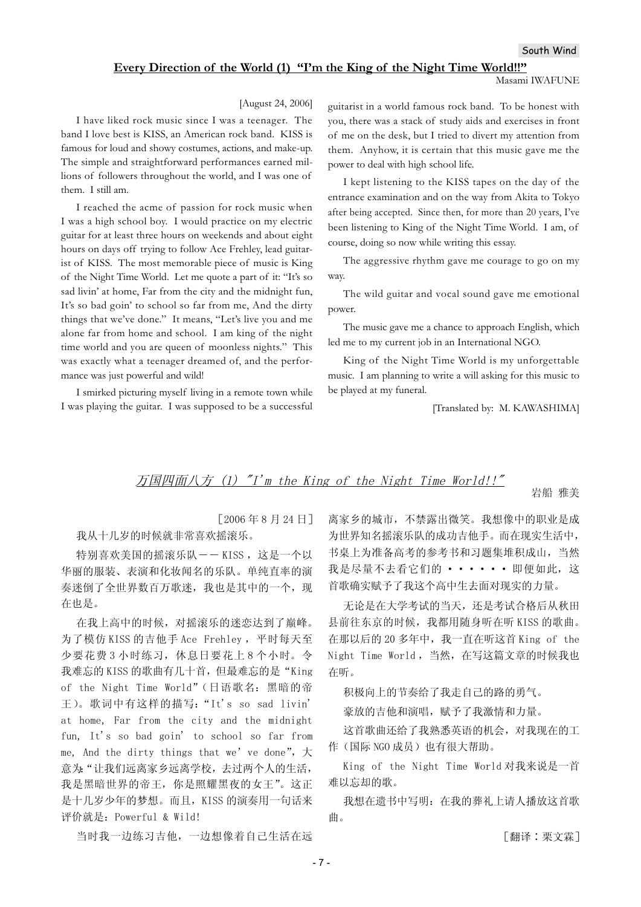## Every Direction of the World (1) "I'm the King of the Night Time World!!"

Masami IWAFUNE

[August 24, 2006]

I have liked rock music since I was a teenager. The band I love best is KISS, an American rock band. KISS is famous for loud and showy costumes, actions, and make-up. The simple and straightforward performances earned millions of followers throughout the world, and I was one of them. I still am.

I reached the acme of passion for rock music when I was a high school boy. I would practice on my electric guitar for at least three hours on weekends and about eight hours on days off trying to follow Ace Frehley, lead guitarist of KISS. The most memorable piece of music is King of the Night Time World. Let me quote a part of it: "It's so sad livin' at home, Far from the city and the midnight fun, It's so bad goin' to school so far from me, And the dirty things that we've done." It means, "Let's live you and me alone far from home and school. I am king of the night time world and you are queen of moonless nights." This was exactly what a teenager dreamed of, and the performance was just powerful and wild!

I smirked picturing myself living in a remote town while I was playing the guitar. I was supposed to be a successful guitarist in a world famous rock band. To be honest with you, there was a stack of study aids and exercises in front of me on the desk, but I tried to divert my attention from them. Anyhow, it is certain that this music gave me the power to deal with high school life.

I kept listening to the KISS tapes on the day of the entrance examination and on the way from Akita to Tokyo after being accepted. Since then, for more than 20 years, I've been listening to King of the Night Time World. I am, of course, doing so now while writing this essay.

The aggressive rhythm gave me courage to go on my way.

The wild guitar and vocal sound gave me emotional power.

The music gave me a chance to approach English, which led me to my current job in an International NGO.

King of the Night Time World is my unforgettable music. I am planning to write a will asking for this music to be played at my funeral.

[Translated by: M. KAWASHIMA]

## 万国四面八方 (1) "I'm the King of the Night Time World!!"

岩船 雅美

［2006年8月24日］

我从十几岁的时候就非常喜欢摇滚乐。

特别喜欢美国的摇滚乐队－－KISS，这是一个以华丽的服装、表演和化妆闻名的乐队。单纯直率的演奏迷倒了全世界数百万歌迷，我也是其中的一个，现在也是。

在我上高中的时候，对摇滚乐的迷恋达到了巅峰。为了模仿KISS的吉他手Ace Frehley，平时每天至少要花费3小时练习，休息日要花上8个小时。令我难忘的KISS的歌曲有几十首，但最难忘的是"King of the Night Time World"（日语歌名：黑暗的帝王）。歌词中有这样的描写："It's so sad livin' at home, Far from the city and the midnight fun, It's so bad goin' to school so far from me, And the dirty things that we've done"，大意为："让我们远离家乡远离学校，去过两个人的生活，我是黑暗世界的帝王，你是照耀黑夜的女王"。这正是十几岁少年的梦想。而且，KISS的演奏用一句话来评价就是：Powerful & Wild!

当时我一边练习吉他，一边想像着自己生活在远离家乡的城市，不禁露出微笑。我想像中的职业是成为世界知名摇滚乐队的成功吉他手。而在现实生活中，书桌上为准备高考的参考书和习题集堆积成山，当然我是尽量不去看它们的・・・・・・即便如此，这首歌确实赋予了我这个高中生去面对现实的力量。

无论是在大学考试的当天，还是考试合格后从秋田县前往东京的时候，我都用随身听在听KISS的歌曲。在那以后的20多年中，我一直在听这首King of the Night Time World，当然，在写这篇文章的时候我也在听。

积极向上的节奏给了我走自己的路的勇气。

豪放的吉他和演唱，赋予了我激情和力量。

这首歌曲还给了我熟悉英语的机会，对我现在的工作（国际NGO成员）也有很大帮助。

King of the Night Time World对我来说是一首难以忘却的歌。

我想在遗书中写明：在我的葬礼上请人播放这首歌曲。

［翻译：栗文霖］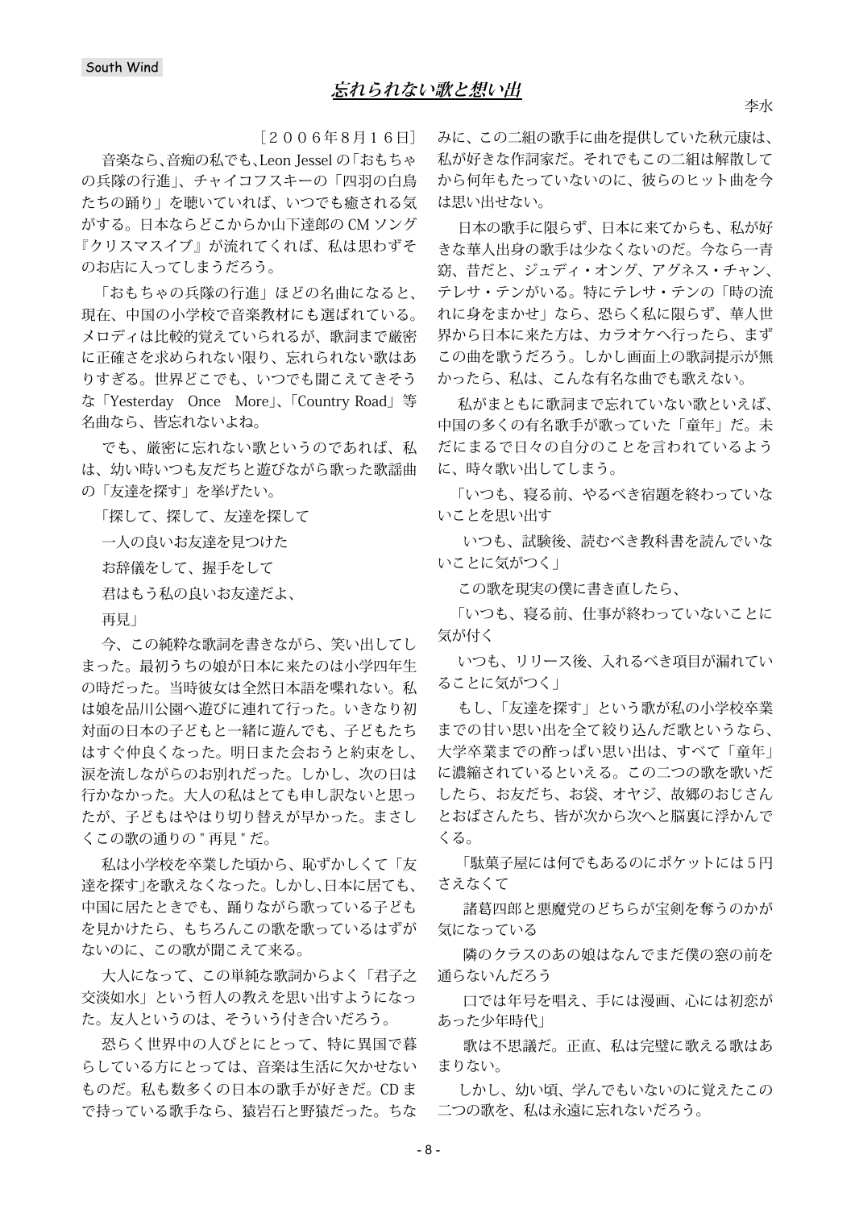# *忘れられない歌と想い出*

李水

［２００６年8月１６日］

音楽なら､音痴の私でも､Leon Jessel の｢おもちゃの兵隊の行進｣、チャイコフスキーの「四羽の白鳥たちの踊り」を聴いていれば、いつでも癒される気がする。日本ならどこからか山下達郎の CM ソング『クリスマスイブ』が流れてくれば、私は思わずそのお店に入ってしまうだろう。

「おもちゃの兵隊の行進」ほどの名曲になると、現在、中国の小学校で音楽教材にも選ばれている。メロディは比較的覚えていられるが、歌詞まで厳密に正確さを求められない限り、忘れられない歌はありすぎる。世界どこでも、いつでも聞こえてきそうな「Yesterday Once More」､「Country Road」等名曲なら、皆忘れないよね。

でも、厳密に忘れない歌というのであれば、私は、幼い時いつも友だちと遊びながら歌った歌謡曲の「友達を探す」を挙げたい。

「探して、探して、友達を探して

一人の良いお友達を見つけた

お辞儀をして、握手をして

君はもう私の良いお友達だよ、

再見」

今、この純粋な歌詞を書きながら、笑い出してしまった。最初うちの娘が日本に来たのは小学四年生の時だった。当時彼女は全然日本語を喋れない。私は娘を品川公園へ遊びに連れて行った。いきなり初対面の日本の子どもと一緒に遊んでも、子どもたちはすぐ仲良くなった。明日また会おうと約束をし、涙を流しながらのお別れだった。しかし、次の日は行かなかった。大人の私はとても申し訳ないと思ったが、子どもはやはり切り替えが早かった。まさしくこの歌の通りの " 再見 " だ。

私は小学校を卒業した頃から、恥ずかしくて「友達を探す」を歌えなくなった。しかし､日本に居ても、中国に居たときでも、踊りながら歌っている子どもを見かけたら、もちろんこの歌を歌っているはずがないのに、この歌が聞こえて来る。

大人になって、この単純な歌詞からよく「君子之交淡如水」という哲人の教えを思い出すようになった。友人というのは、そういう付き合いだろう。

恐らく世界中の人びとにとって、特に異国で暮らしている方にとっては、音楽は生活に欠かせないものだ。私も数多くの日本の歌手が好きだ。CD まで持っている歌手なら、猿岩石と野猿だった。ちなみに、この二組の歌手に曲を提供していた秋元康は、私が好きな作詞家だ。それでもこの二組は解散してから何年もたっていないのに、彼らのヒット曲を今は思い出せない。

日本の歌手に限らず、日本に来てからも、私が好きな華人出身の歌手は少なくないのだ。今なら一青窈、昔だと、ジュディ・オング、アグネス・チャン、テレサ・テンがいる。特にテレサ・テンの「時の流れに身をまかせ」なら、恐らく私に限らず、華人世界から日本に来た方は、カラオケへ行ったら、まずこの曲を歌うだろう。しかし画面上の歌詞提示が無かったら、私は、こんな有名な曲でも歌えない。

私がまともに歌詞まで忘れていない歌といえば、中国の多くの有名歌手が歌っていた「童年」だ。未だにまるで日々の自分のことを言われているように、時々歌い出してしまう。

「いつも、寝る前、やるべき宿題を終わっていないことを思い出す

いつも、試験後、読むべき教科書を読んでいないことに気がつく」

この歌を現実の僕に書き直したら、

「いつも、寝る前、仕事が終わっていないことに気が付く

いつも、リリース後、入れるべき項目が漏れていることに気がつく」

もし、「友達を探す」という歌が私の小学校卒業までの甘い思い出を全て絞り込んだ歌というなら、大学卒業までの酢っぱい思い出は、すべて「童年」に濃縮されているといえる。この二つの歌を歌いだしたら、お友だち、お袋、オヤジ、故郷のおじさんとおばさんたち、皆が次から次へと脳裏に浮かんでくる。

「駄菓子屋には何でもあるのにポケットには５円さえなくて

諸葛四郎と悪魔党のどちらが宝剣を奪うのかが気になっている

隣のクラスのあの娘はなんでまだ僕の窓の前を通らないんだろう

口では年号を唱え、手には漫画、心には初恋があった少年時代」

歌は不思議だ。正直、私は完璧に歌える歌はありない。

しかし、幼い頃、学んでもいないのに覚えたこの二つの歌を、私は永遠に忘れないだろう。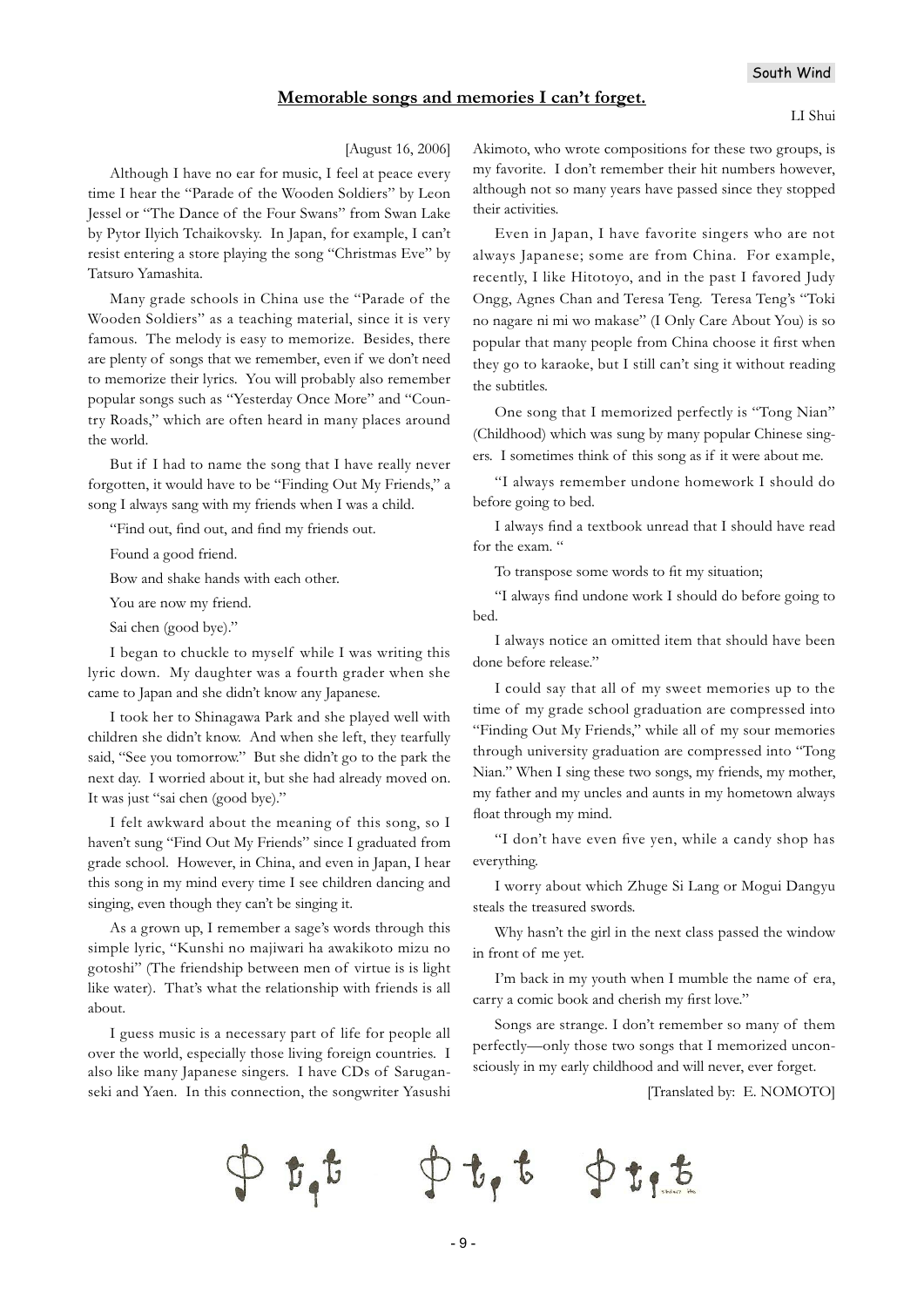## Memorable songs and memories I can't forget.

LI Shui

[August 16, 2006]

Although I have no ear for music, I feel at peace every time I hear the "Parade of the Wooden Soldiers" by Leon Jessel or "The Dance of the Four Swans" from Swan Lake by Pytor Ilyich Tchaikovsky. In Japan, for example, I can't resist entering a store playing the song "Christmas Eve" by Tatsuro Yamashita.

Many grade schools in China use the "Parade of the Wooden Soldiers" as a teaching material, since it is very famous. The melody is easy to memorize. Besides, there are plenty of songs that we remember, even if we don't need to memorize their lyrics. You will probably also remember popular songs such as "Yesterday Once More" and "Country Roads," which are often heard in many places around the world.

But if I had to name the song that I have really never forgotten, it would have to be "Finding Out My Friends," a song I always sang with my friends when I was a child.

"Find out, find out, and find my friends out.

Found a good friend.

Bow and shake hands with each other.

You are now my friend.

Sai chen (good bye)."

I began to chuckle to myself while I was writing this lyric down. My daughter was a fourth grader when she came to Japan and she didn't know any Japanese.

I took her to Shinagawa Park and she played well with children she didn't know. And when she left, they tearfully said, "See you tomorrow." But she didn't go to the park the next day. I worried about it, but she had already moved on. It was just "sai chen (good bye)."

I felt awkward about the meaning of this song, so I haven't sung "Find Out My Friends" since I graduated from grade school. However, in China, and even in Japan, I hear this song in my mind every time I see children dancing and singing, even though they can't be singing it.

As a grown up, I remember a sage's words through this simple lyric, "Kunshi no majiwari ha awakikoto mizu no gotoshi" (The friendship between men of virtue is is light like water). That's what the relationship with friends is all about.

I guess music is a necessary part of life for people all over the world, especially those living foreign countries. I also like many Japanese singers. I have CDs of Saruganseki and Yaen. In this connection, the songwriter Yasushi Akimoto, who wrote compositions for these two groups, is my favorite. I don't remember their hit numbers however, although not so many years have passed since they stopped their activities.

Even in Japan, I have favorite singers who are not always Japanese; some are from China. For example, recently, I like Hitotoyo, and in the past I favored Judy Ongg, Agnes Chan and Teresa Teng. Teresa Teng's "Toki no nagare ni mi wo makase" (I Only Care About You) is so popular that many people from China choose it first when they go to karaoke, but I still can't sing it without reading the subtitles.

One song that I memorized perfectly is "Tong Nian" (Childhood) which was sung by many popular Chinese singers. I sometimes think of this song as if it were about me.

"I always remember undone homework I should do before going to bed.

I always find a textbook unread that I should have read for the exam. "

To transpose some words to fit my situation;

"I always find undone work I should do before going to bed.

I always notice an omitted item that should have been done before release."

I could say that all of my sweet memories up to the time of my grade school graduation are compressed into "Finding Out My Friends," while all of my sour memories through university graduation are compressed into "Tong Nian." When I sing these two songs, my friends, my mother, my father and my uncles and aunts in my hometown always float through my mind.

"I don't have even five yen, while a candy shop has everything.

I worry about which Zhuge Si Lang or Mogui Dangyu steals the treasured swords.

Why hasn't the girl in the next class passed the window in front of me yet.

I'm back in my youth when I mumble the name of era, carry a comic book and cherish my first love."

Songs are strange. I don't remember so many of them perfectly—only those two songs that I memorized unconsciously in my early childhood and will never, ever forget.

[Translated by: E. NOMOTO]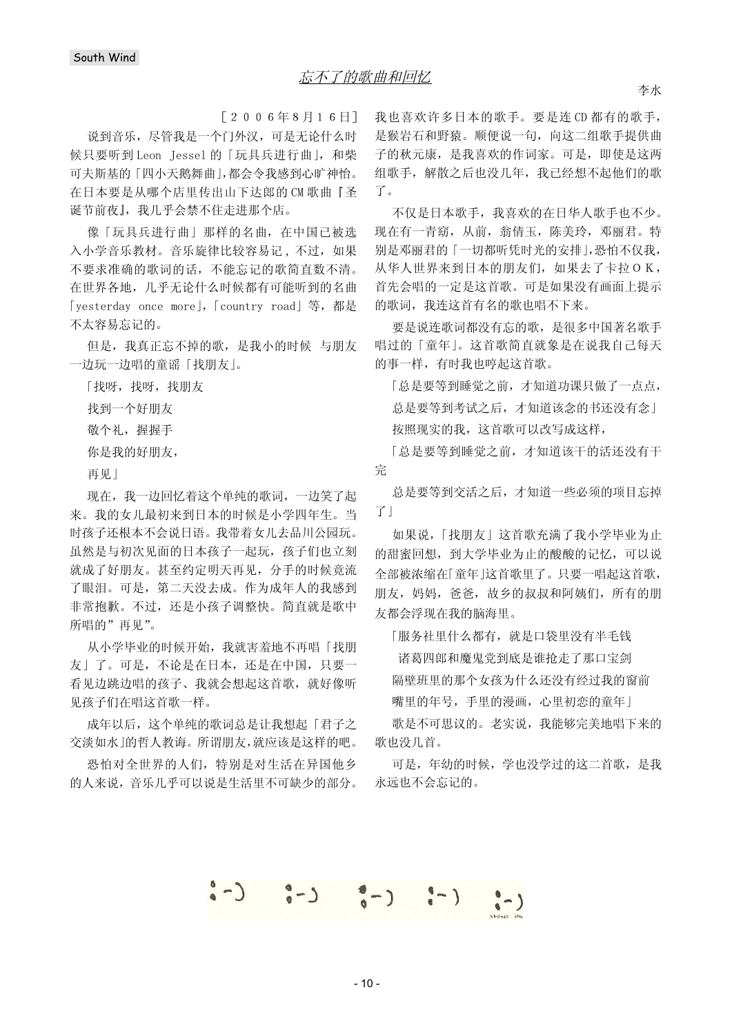# 忘不了的歌曲和回忆

李水

［２００６年8月１6日］

说到音乐，尽管我是一个门外汉，可是无论什么时候只要听到Leon Jessel的「玩具兵进行曲」，和柴可夫斯基的「四小天鹅舞曲」,都会令我感到心旷神怡。在日本要是从哪个店里传出山下达郎的CM歌曲『圣诞节前夜』，我几乎会禁不住走进那个店。

像「玩具兵进行曲」那样的名曲，在中国已被选入小学音乐教材。音乐旋律比较容易记，不过，如果不要求准确的歌词的话，不能忘记的歌简直数不清。在世界各地，几乎无论什么时候都有可能听到的名曲「yesterday once more」,「country road」等，都是不太容易忘记的。

但是，我真正忘不掉的歌，是我小的时候 与朋友一边玩一边唱的童谣「找朋友」。

「找呀，找呀，找朋友

找到一个好朋友

敬个礼，握握手

你是我的好朋友，

再见」

现在，我一边回忆着这个单纯的歌词，一边笑了起来。我的女儿最初来到日本的时候是小学四年生。当时孩子还根本不会说日语。我带着女儿去品川公园玩。虽然是与初次见面的日本孩子一起玩，孩子们也立刻就成了好朋友。甚至约定明天再见，分手的时候竟流了眼泪。可是，第二天没去成。作为成年人的我感到非常抱歉。不过，还是小孩子调整快。简直就是歌中所唱的”再见”。

从小学毕业的时候开始，我就害羞地不再唱「找朋友」了。可是，不论是在日本，还是在中国，只要一看见边跳边唱的孩子、我就会想起这首歌，就好像听见孩子们在唱这首歌一样。

成年以后，这个单纯的歌词总是让我想起「君子之交淡如水」的哲人教诲。所谓朋友,就应该是这样的吧。

恐怕对全世界的人们，特别是对生活在异国他乡的人来说，音乐几乎可以说是生活里不可缺少的部分。我也喜欢许多日本的歌手。要是连CD都有的歌手，是猴岩石和野猿。顺便说一句，向这二组歌手提供曲子的秋元康，是我喜欢的作词家。可是，即使是这两组歌手，解散之后也没几年，我已经想不起他们的歌了。

不仅是日本歌手，我喜欢的在日华人歌手也不少。现在有一青窈，从前，翁倩玉，陈美玲，邓丽君。特别是邓丽君的「一切都听凭时光的安排」,恐怕不仅我，从华人世界来到日本的朋友们，如果去了卡拉ＯＫ，首先会唱的一定是这首歌。可是如果没有画面上提示的歌词，我连这首有名的歌也唱不下来。

要是说连歌词都没有忘的歌，是很多中国著名歌手唱过的「童年」。这首歌简直就象是在说我自己每天的事一样，有时我也哼起这首歌。

「总是要等到睡觉之前，才知道功课只做了一点点，

总是要等到考试之后，才知道该念的书还没有念」

按照现实的我，这首歌可以改写成这样，

「总是要等到睡觉之前，才知道该干的活还没有干完

总是要等到交活之后，才知道一些必须的项目忘掉了」

如果说，「找朋友」这首歌充满了我小学毕业为止的甜蜜回想，到大学毕业为止的酸酸的记忆，可以说全部被浓缩在「童年」这首歌里了。只要一唱起这首歌，朋友，妈妈，爸爸，故乡的叔叔和阿姨们，所有的朋友都会浮现在我的脑海里。

「服务社里什么都有，就是口袋里没有半毛钱

诸葛四郎和魔鬼党到底是谁抢走了那口宝剑

隔壁班里的那个女孩为什么还没有经过我的窗前

嘴里的年号，手里的漫画，心里初恋的童年」

歌是不可思议的。老实说，我能够完美地唱下来的歌也没几首。

可是，年幼的时候，学也没学过的这二首歌，是我永远也不会忘记的。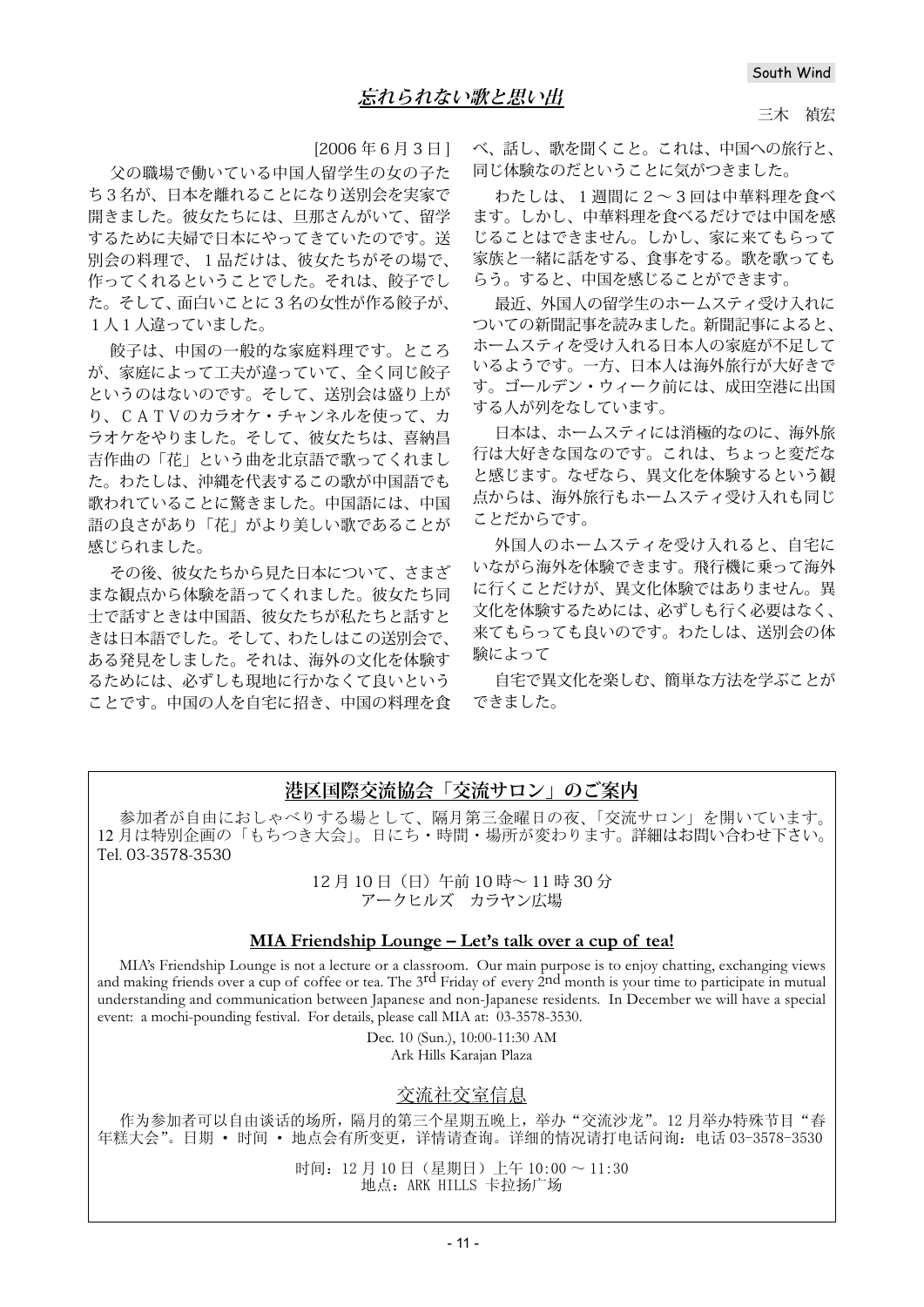## 忘れられない歌と思い出

三木　禎宏

[2006 年 6 月 3 日 ]

父の職場で働いている中国人留学生の女の子たち３名が、日本を離れることになり送別会を実家で開きました。彼女たちには、旦那さんがいて、留学するために夫婦で日本にやってきていたのです。送別会の料理で、１品だけは、彼女たちがその場で、作ってくれるということでした。それは、餃子でした。そして、面白いことに３名の女性が作る餃子が、１人１人違っていました。

餃子は、中国の一般的な家庭料理です。ところが、家庭によって工夫が違っていて、全く同じ餃子というのはないのです。そして、送別会は盛り上がり、ＣＡＴＶのカラオケ・チャンネルを使って、カラオケをやりました。そして、彼女たちは、喜納昌吉作曲の「花」という曲を北京語で歌ってくれました。わたしは、沖縄を代表するこの歌が中国語でも歌われていることに驚きました。中国語には、中国語の良さがあり「花」がより美しい歌であることが感じられました。

その後、彼女たちから見た日本について、さまざまな観点から体験を語ってくれました。彼女たち同士で話すときは中国語、彼女たちが私たちと話すときは日本語でした。そして、わたしはこの送別会で、ある発見をしました。それは、海外の文化を体験するためには、必ずしも現地に行かなくて良いということです。中国の人を自宅に招き、中国の料理を食べ、話し、歌を聞くこと。これは、中国への旅行と、同じ体験なのだということに気がつきました。

わたしは、１週間に２～３回は中華料理を食べます。しかし、中華料理を食べるだけでは中国を感じることはできません。しかし、家に来てもらって家族と一緒に話をする、食事をする。歌を歌ってもらう。すると、中国を感じることができます。

最近、外国人の留学生のホームスティ受け入れについての新聞記事を読みました。新聞記事によると、ホームスティを受け入れる日本人の家庭が不足しているようです。一方、日本人は海外旅行が大好きです。ゴールデン・ウィーク前には、成田空港に出国する人が列をなしています。

日本は、ホームスティには消極的なのに、海外旅行は大好きな国なのです。これは、ちょっと変だなと感じます。なぜなら、異文化を体験するという観点からは、海外旅行もホームスティ受け入れも同じことだからです。

外国人のホームスティを受け入れると、自宅にいながら海外を体験できます。飛行機に乗って海外に行くことだけが、異文化体験ではありません。異文化を体験するためには、必ずしも行く必要はなく、来てもらっても良いのです。わたしは、送別会の体験によって

自宅で異文化を楽しむ、簡単な方法を学ぶことができました。

---

## 港区国際交流協会「交流サロン」のご案内

参加者が自由におしゃべりする場として、隔月第三金曜日の夜、「交流サロン」を開いています。12 月は特別企画の「もちつき大会」。日にち・時間・場所が変わります。詳細はお問い合わせ下さい。Tel. 03-3578-3530

12 月 10 日（日）午前 10 時～ 11 時 30 分
アークヒルズ　カラヤン広場

### MIA Friendship Lounge – Let's talk over a cup of tea!

MIA's Friendship Lounge is not a lecture or a classroom. Our main purpose is to enjoy chatting, exchanging views and making friends over a cup of coffee or tea. The 3rd Friday of every 2nd month is your time to participate in mutual understanding and communication between Japanese and non-Japanese residents. In December we will have a special event: a mochi-pounding festival. For details, please call MIA at: 03-3578-3530.

Dec. 10 (Sun.), 10:00-11:30 AM
Ark Hills Karajan Plaza

### 交流社交室信息

作为参加者可以自由谈话的场所，隔月的第三个星期五晚上，举办“交流沙龙”。12 月举办特殊节目“春年糕大会”。日期 · 时间 · 地点会有所变更，详情请查询。详细的情况请打电话问询：电话 03-3578-3530

时间：12 月 10 日（星期日）上午 10:00 ～ 11:30
地点：ARK HILLS 卡拉扬广场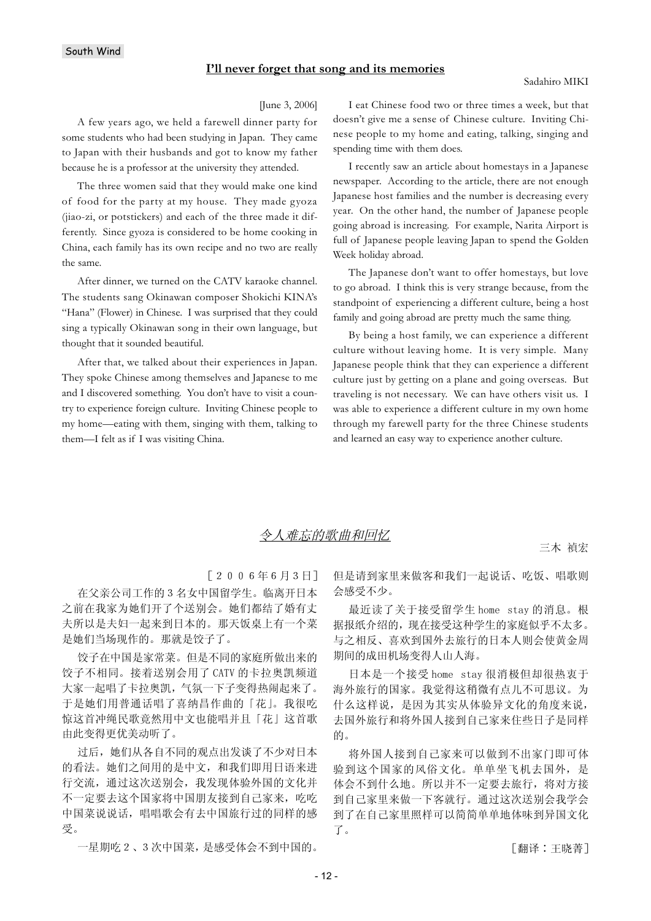South Wind

## I'll never forget that song and its memories

Sadahiro MIKI

[June 3, 2006]

A few years ago, we held a farewell dinner party for some students who had been studying in Japan. They came to Japan with their husbands and got to know my father because he is a professor at the university they attended.

The three women said that they would make one kind of food for the party at my house. They made gyoza (jiao-zi, or potstickers) and each of the three made it differently. Since gyoza is considered to be home cooking in China, each family has its own recipe and no two are really the same.

After dinner, we turned on the CATV karaoke channel. The students sang Okinawan composer Shokichi KINA's "Hana" (Flower) in Chinese. I was surprised that they could sing a typically Okinawan song in their own language, but thought that it sounded beautiful.

After that, we talked about their experiences in Japan. They spoke Chinese among themselves and Japanese to me and I discovered something. You don't have to visit a country to experience foreign culture. Inviting Chinese people to my home—eating with them, singing with them, talking to them—I felt as if I was visiting China.

I eat Chinese food two or three times a week, but that doesn't give me a sense of Chinese culture. Inviting Chinese people to my home and eating, talking, singing and spending time with them does.

I recently saw an article about homestays in a Japanese newspaper. According to the article, there are not enough Japanese host families and the number is decreasing every year. On the other hand, the number of Japanese people going abroad is increasing. For example, Narita Airport is full of Japanese people leaving Japan to spend the Golden Week holiday abroad.

The Japanese don't want to offer homestays, but love to go abroad. I think this is very strange because, from the standpoint of experiencing a different culture, being a host family and going abroad are pretty much the same thing.

By being a host family, we can experience a different culture without leaving home. It is very simple. Many Japanese people think that they can experience a different culture just by getting on a plane and going overseas. But traveling is not necessary. We can have others visit us. I was able to experience a different culture in my own home through my farewell party for the three Chinese students and learned an easy way to experience another culture.

## *令人难忘的歌曲和回忆*

三木 禎宏

［２００６年６月３日］

在父亲公司工作的３名女中国留学生。临离开日本之前在我家为她们开了个送别会。她们都结了婚有丈夫所以是夫妇一起来到日本的。那天饭桌上有一个菜是她们当场现作的。那就是饺子了。

饺子在中国是家常菜。但是不同的家庭所做出来的饺子不相同。接着送别会用了 CATV 的卡拉奥凯频道大家一起唱了卡拉奥凯，气氛一下子变得热闹起来了。于是她们用普通话唱了喜纳昌作曲的「花」。我很吃惊这首冲绳民歌竟然用中文也能唱并且「花」这首歌由此变得更优美动听了。

过后，她们从各自不同的观点出发谈了不少对日本的看法。她们之间用的是中文，和我们即用日语来进行交流，通过这次送别会，我发现体验外国的文化并不一定要去这个国家将中国朋友接到自己家来，吃吃中国菜说说话，唱唱歌会有去中国旅行过的同样的感受。

一星期吃２、３次中国菜，是感受体会不到中国的。但是请到家里来做客和我们一起说话、吃饭、唱歌则会感受不少。

最近读了关于接受留学生 home stay 的消息。根据报纸介绍的，现在接受这种学生的家庭似乎不太多。与之相反、喜欢到国外去旅行的日本人则会使黄金周期间的成田机场变得人山人海。

日本是一个接受 home stay 很消极但却很热衷于海外旅行的国家。我觉得这稍微有点儿不可思议。为什么这样说，是因为其实从体验异文化的角度来说，去国外旅行和将外国人接到自己家来住些日子是同样的。

将外国人接到自己家来可以做到不出家门即可体验到这个国家的风俗文化。单单坐飞机去国外，是体会不到什么地。所以并不一定要去旅行，将对方接到自己家里来做一下客就行。通过这次送别会我学会到了在自己家里照样可以简简单单地体味到异国文化了。

［翻译：王晓菁］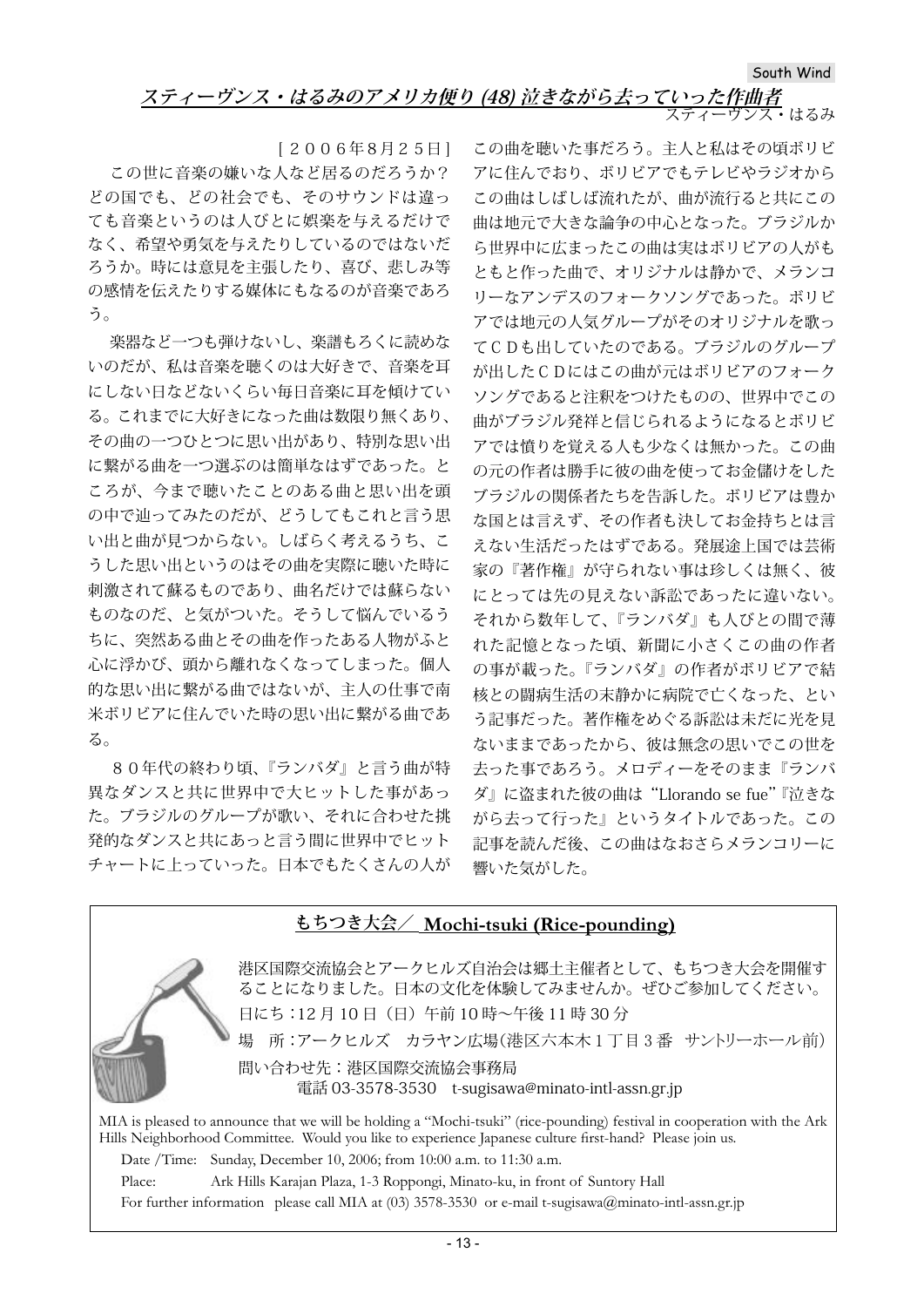## *スティーヴンス・はるみのアメリカ便り (48) 泣きながら去っていった作曲者*

スティーヴンス・はるみ

［２００６年８月２５日］

この世に音楽の嫌いな人など居るのだろうか？どの国でも、どの社会でも、そのサウンドは違っても音楽というのは人びとに娯楽を与えるだけでなく、希望や勇気を与えたりしているのではないだろうか。時には意見を主張したり、喜び、悲しみ等の感情を伝えたりする媒体にもなるのが音楽であろう。

楽器など一つも弾けないし、楽譜もろくに読めないのだが、私は音楽を聴くのは大好きで、音楽を耳にしない日などないくらい毎日音楽に耳を傾けている。これまでに大好きになった曲は数限り無くあり、その曲の一つひとつに思い出があり、特別な思い出に繋がる曲を一つ選ぶのは簡単なはずであった。ところが、今まで聴いたことのある曲と思い出を頭の中で辿ってみたのだが、どうしてもこれと言う思い出と曲が見つからない。しばらく考えるうち、こうした思い出というのはその曲を実際に聴いた時に刺激されて蘇るものであり、曲名だけでは蘇らないものなのだ、と気がついた。そうして悩んでいるうちに、突然ある曲とその曲を作ったある人物がふと心に浮かび、頭から離れなくなってしまった。個人的な思い出に繋がる曲ではないが、主人の仕事で南米ボリビアに住んでいた時の思い出に繋がる曲である。

８０年代の終わり頃、『ランバダ』と言う曲が特異なダンスと共に世界中で大ヒットした事があった。ブラジルのグループが歌い、それに合わせた挑発的なダンスと共にあっと言う間に世界中でヒットチャートに上っていった。日本でもたくさんの人がこの曲を聴いた事だろう。主人と私はその頃ボリビアに住んでおり、ボリビアでもテレビやラジオからこの曲はしばしば流れたが、曲が流行ると共にこの曲は地元で大きな論争の中心となった。ブラジルから世界中に広まったこの曲は実はボリビアの人がもともと作った曲で、オリジナルは静かで、メランコリーなアンデスのフォークソングであった。ボリビアでは地元の人気グループがそのオリジナルを歌ってＣＤも出していたのである。ブラジルのグループが出したＣＤにはこの曲が元はボリビアのフォークソングであると注釈をつけたものの、世界中でこの曲がブラジル発祥と信じられるようになるとボリビアでは憤りを覚える人も少なくは無かった。この曲の元の作者は勝手に彼の曲を使ってお金儲けをしたブラジルの関係者たちを告訴した。ボリビアは豊かな国とは言えず、その作者も決してお金持ちとは言えない生活だったはずである。発展途上国では芸術家の『著作権』が守られない事は珍しくは無く、彼にとっては先の見えない訴訟であったに違いない。それから数年して、『ランバダ』も人びとの間で薄れた記憶となった頃、新聞に小さくこの曲の作者の事が載った。『ランバダ』の作者がボリビアで結核との闘病生活の末静かに病院で亡くなった、という記事だった。著作権をめぐる訴訟は未だに光を見ないままであったから、彼は無念の思いでこの世を去った事であろう。メロディーをそのまま『ランバダ』に盗まれた彼の曲は“Llorando se fue”『泣きながら去って行った』というタイトルであった。この記事を読んだ後、この曲はなおさらメランコリーに響いた気がした。

---

### もちつき大会／ Mochi-tsuki (Rice-pounding)

港区国際交流協会とアークヒルズ自治会は郷土主催者として、もちつき大会を開催することになりました。日本の文化を体験してみませんか。ぜひご参加してください。

日にち：12 月 10 日（日）午前 10 時～午後 11 時 30 分

場　所：アークヒルズ　カラヤン広場(港区六本木 1 丁目 3 番　サントリーホール前)

問い合わせ先：港区国際交流協会事務局
電話 03-3578-3530　t-sugisawa@minato-intl-assn.gr.jp

MIA is pleased to announce that we will be holding a “Mochi-tsuki” (rice-pounding) festival in cooperation with the Ark Hills Neighborhood Committee. Would you like to experience Japanese culture first-hand? Please join us.

Date /Time: Sunday, December 10, 2006; from 10:00 a.m. to 11:30 a.m.

Place: Ark Hills Karajan Plaza, 1-3 Roppongi, Minato-ku, in front of Suntory Hall

For further information please call MIA at (03) 3578-3530 or e-mail t-sugisawa@minato-intl-assn.gr.jp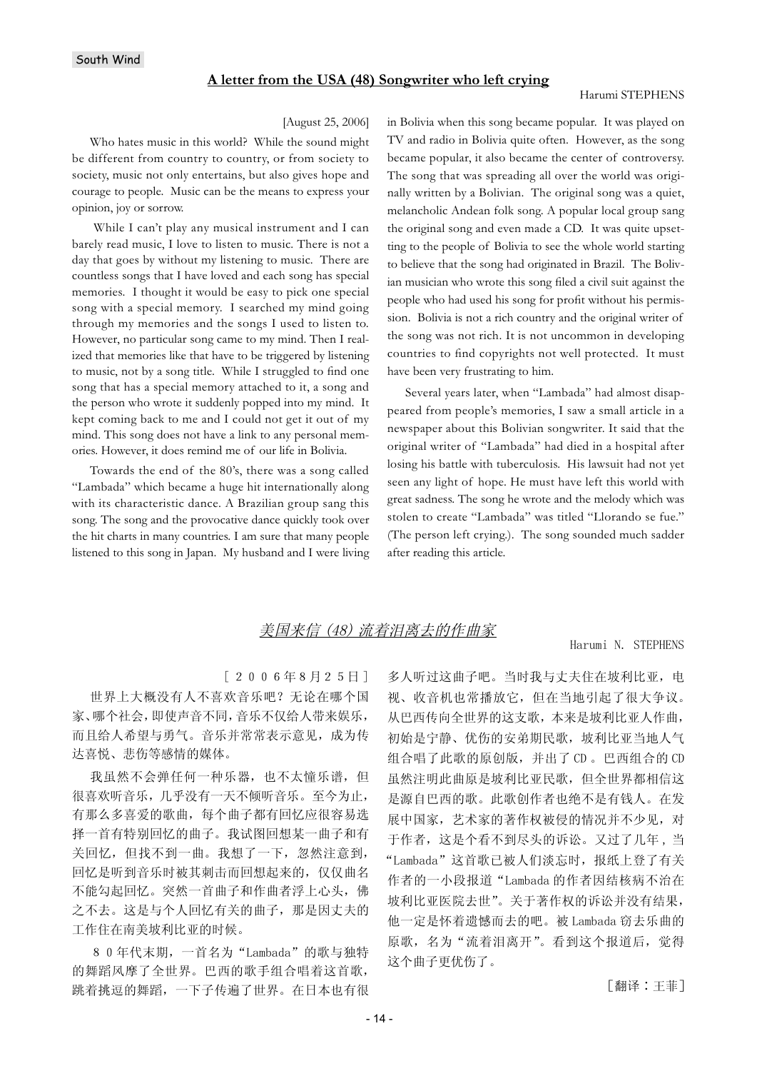South Wind

## A letter from the USA (48) Songwriter who left crying

Harumi STEPHENS

[August 25, 2006]

Who hates music in this world? While the sound might be different from country to country, or from society to society, music not only entertains, but also gives hope and courage to people. Music can be the means to express your opinion, joy or sorrow.

While I can't play any musical instrument and I can barely read music, I love to listen to music. There is not a day that goes by without my listening to music. There are countless songs that I have loved and each song has special memories. I thought it would be easy to pick one special song with a special memory. I searched my mind going through my memories and the songs I used to listen to. However, no particular song came to my mind. Then I realized that memories like that have to be triggered by listening to music, not by a song title. While I struggled to find one song that has a special memory attached to it, a song and the person who wrote it suddenly popped into my mind. It kept coming back to me and I could not get it out of my mind. This song does not have a link to any personal memories. However, it does remind me of our life in Bolivia.

Towards the end of the 80's, there was a song called "Lambada" which became a huge hit internationally along with its characteristic dance. A Brazilian group sang this song. The song and the provocative dance quickly took over the hit charts in many countries. I am sure that many people listened to this song in Japan. My husband and I were living in Bolivia when this song became popular. It was played on TV and radio in Bolivia quite often. However, as the song became popular, it also became the center of controversy. The song that was spreading all over the world was originally written by a Bolivian. The original song was a quiet, melancholic Andean folk song. A popular local group sang the original song and even made a CD. It was quite upsetting to the people of Bolivia to see the whole world starting to believe that the song had originated in Brazil. The Bolivian musician who wrote this song filed a civil suit against the people who had used his song for profit without his permission. Bolivia is not a rich country and the original writer of the song was not rich. It is not uncommon in developing countries to find copyrights not well protected. It must have been very frustrating to him.

Several years later, when "Lambada" had almost disappeared from people's memories, I saw a small article in a newspaper about this Bolivian songwriter. It said that the original writer of "Lambada" had died in a hospital after losing his battle with tuberculosis. His lawsuit had not yet seen any light of hope. He must have left this world with great sadness. The song he wrote and the melody which was stolen to create "Lambada" was titled "Llorando se fue." (The person left crying.). The song sounded much sadder after reading this article.

## 美国来信（48）流着泪离去的作曲家

Harumi N. STEPHENS

［２００６年８月２５日］

世界上大概没有人不喜欢音乐吧？无论在哪个国家、哪个社会，即使声音不同，音乐不仅给人带来娱乐，而且给人希望与勇气。音乐并常常表示意见，成为传达喜悦、悲伤等感情的媒体。

我虽然不会弹任何一种乐器，也不太懂乐谱，但很喜欢听音乐，几乎没有一天不倾听音乐。至今为止，有那么多喜爱的歌曲，每个曲子都有回忆应很容易选择一首有特别回忆的曲子。我试图回想某一曲子和有关回忆，但找不到一曲。我想了一下，忽然注意到，回忆是听到音乐时被其刺击而回想起来的，仅仅曲名不能勾起回忆。突然一首曲子和作曲者浮上心头，佛之不去。这是与个人回忆有关的曲子，那是因丈夫的工作住在南美坡利比亚的时候。

８０年代末期，一首名为"Lambada"的歌与独特的舞蹈风靡了全世界。巴西的歌手组合唱着这首歌，跳着挑逗的舞蹈，一下子传遍了世界。在日本也有很多人听过这曲子吧。当时我与丈夫住在坡利比亚，电视、收音机也常播放它，但在当地引起了很大争议。从巴西传向全世界的这支歌，本来是坡利比亚人作曲，初始是宁静、优伤的安弟期民歌，坡利比亚当地人气组合唱了此歌的原创版，并出了CD。巴西组合的CD虽然注明此曲原是坡利比亚民歌，但全世界都相信这是源自巴西的歌。此歌创作者也绝不是有钱人。在发展中国家，艺术家的著作权被侵的情况并不少见，对于作者，这是个看不到尽头的诉讼。又过了几年，当"Lambada"这首歌已被人们淡忘时，报纸上登了有关作者的一小段报道"Lambada的作者因结核病不治在坡利比亚医院去世"。关于著作权的诉讼并没有结果，他一定是怀着遗憾而去的吧。被Lambada窃去乐曲的原歌，名为"流着泪离开"。看到这个报道后，觉得这个曲子更优伤了。

［翻译：王菲］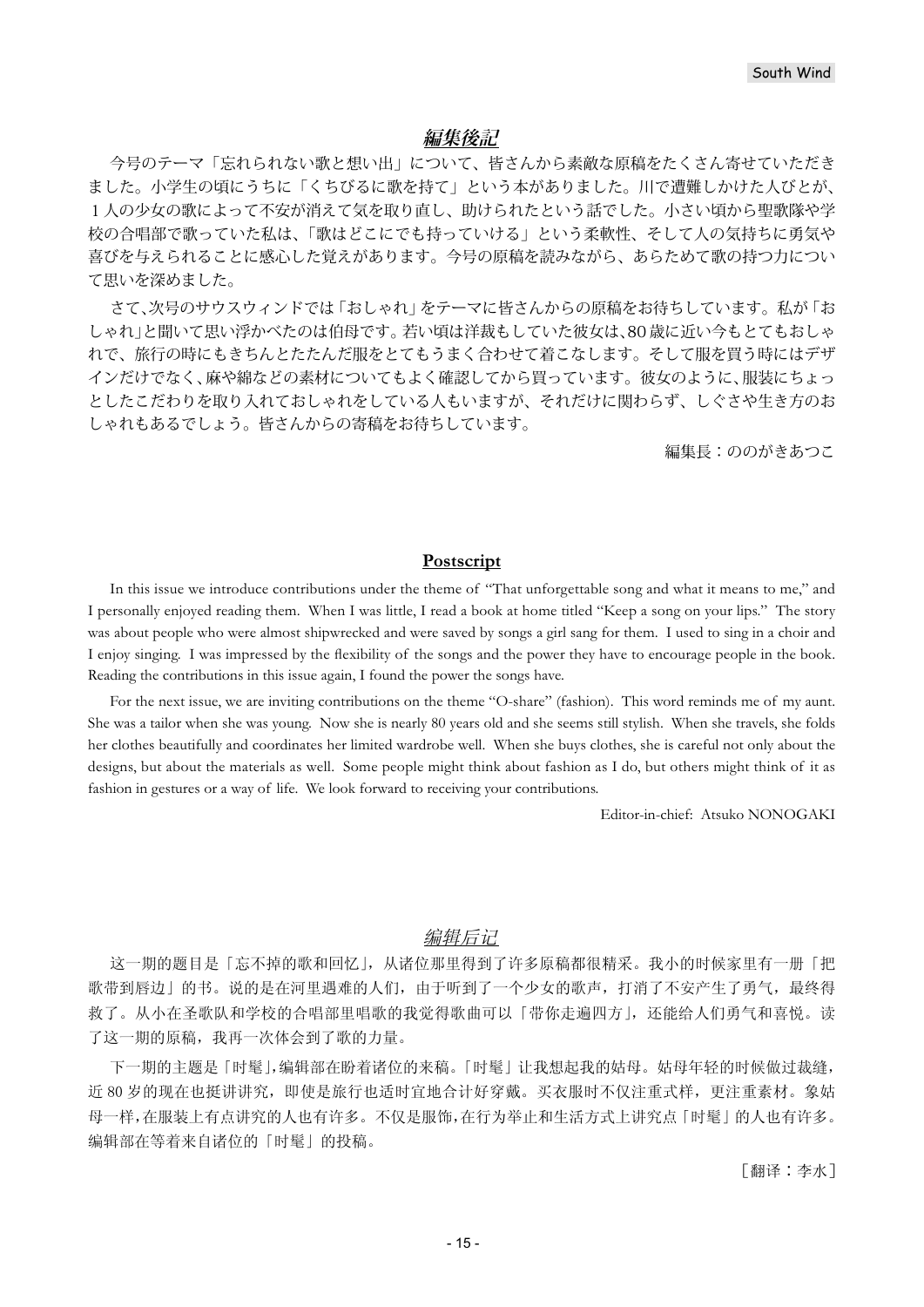## *編集後記*

今号のテーマ「忘れられない歌と想い出」について、皆さんから素敵な原稿をたくさん寄せていただきました。小学生の頃にうちに「くちびるに歌を持て」という本がありました。川で遭難しかけた人びとが、１人の少女の歌によって不安が消えて気を取り直し、助けられたという話でした。小さい頃から聖歌隊や学校の合唱部で歌っていた私は、「歌はどこにでも持っていける」という柔軟性、そして人の気持ちに勇気や喜びを与えられることに感心した覚えがあります。今号の原稿を読みながら、あらためて歌の持つ力について思いを深めました。

さて、次号のサウスウィンドでは「おしゃれ」をテーマに皆さんからの原稿をお待ちしています。私が「おしゃれ」と聞いて思い浮かべたのは伯母です。若い頃は洋裁もしていた彼女は、80歳に近い今もとてもおしゃれで、旅行の時にもきちんとたたんだ服をとてもうまく合わせて着こなします。そして服を買う時にはデザインだけでなく、麻や綿などの素材についてもよく確認してから買っています。彼女のように、服装にちょっとしたこだわりを取り入れておしゃれをしている人もいますが、それだけに関わらず、しぐさや生き方のおしゃれもあるでしょう。皆さんからの寄稿をお待ちしています。

編集長：ののがきあつこ

## **Postscript**

In this issue we introduce contributions under the theme of "That unforgettable song and what it means to me," and I personally enjoyed reading them. When I was little, I read a book at home titled "Keep a song on your lips." The story was about people who were almost shipwrecked and were saved by songs a girl sang for them. I used to sing in a choir and I enjoy singing. I was impressed by the flexibility of the songs and the power they have to encourage people in the book. Reading the contributions in this issue again, I found the power the songs have.

For the next issue, we are inviting contributions on the theme "O-share" (fashion). This word reminds me of my aunt. She was a tailor when she was young. Now she is nearly 80 years old and she seems still stylish. When she travels, she folds her clothes beautifully and coordinates her limited wardrobe well. When she buys clothes, she is careful not only about the designs, but about the materials as well. Some people might think about fashion as I do, but others might think of it as fashion in gestures or a way of life. We look forward to receiving your contributions.

Editor-in-chief: Atsuko NONOGAKI

## *编辑后记*

这一期的题目是「忘不掉的歌和回忆」，从诸位那里得到了许多原稿都很精采。我小的时候家里有一册「把歌带到唇边」的书。说的是在河里遇难的人们，由于听到了一个少女的歌声，打消了不安产生了勇气，最终得救了。从小在圣歌队和学校的合唱部里唱歌的我觉得歌曲可以「带你走遍四方」，还能给人们勇气和喜悦。读了这一期的原稿，我再一次体会到了歌的力量。

下一期的主题是「时髦」，编辑部在盼着诸位的来稿。「时髦」让我想起我的姑母。姑母年轻的时候做过裁缝，近 80 岁的现在也挺讲讲究，即使是旅行也适时宜地合计好穿戴。买衣服时不仅注重式样，更注重素材。象姑母一样，在服装上有点讲究的人也有许多。不仅是服饰，在行为举止和生活方式上讲究点「时髦」的人也有许多。编辑部在等着来自诸位的「时髦」的投稿。

［翻译：李水］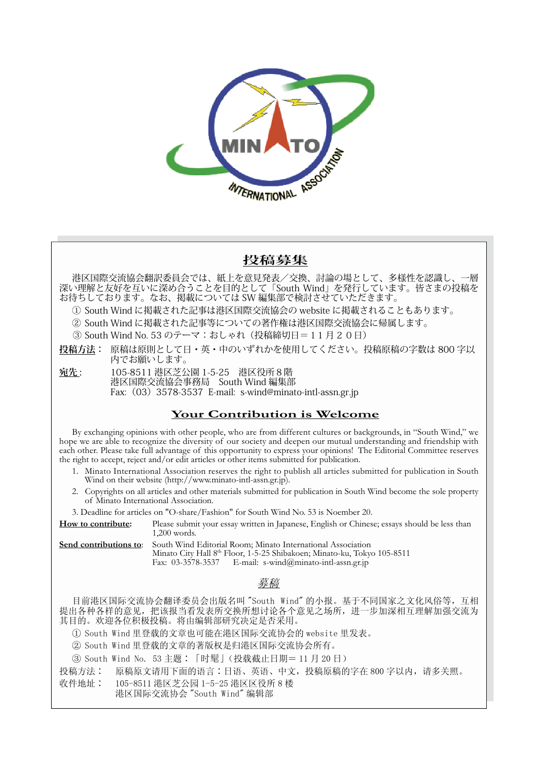## 投稿募集

港区国際交流協会翻訳委員会では、紙上を意見発表／交換、討論の場として、多様性を認識し、一層深い理解と友好を互いに深め合うことを目的として「South Wind」を発行しています。皆さまの投稿をお待ちしております。なお、掲載については SW 編集部で検討させていただきます。

① South Wind に掲載された記事は港区国際交流協会の website に掲載されることもあります。

② South Wind に掲載された記事等についての著作権は港区国際交流協会に帰属します。

③ South Wind No. 53 のテーマ：おしゃれ（投稿締切日＝１１月２０日）

**投稿方法**： 原稿は原則として日・英・中のいずれかを使用してください。投稿原稿の字数は 800 字以内でお願いします。

**宛先**: 105-8511 港区芝公園 1-5-25　港区役所８階
港区国際交流協会事務局　South Wind 編集部
Fax:（03）3578-3537　E-mail: s-wind@minato-intl-assn.gr.jp

## Your Contribution is Welcome

By exchanging opinions with other people, who are from different cultures or backgrounds, in "South Wind," we hope we are able to recognize the diversity of our society and deepen our mutual understanding and friendship with each other. Please take full advantage of this opportunity to express your opinions! The Editorial Committee reserves the right to accept, reject and/or edit articles or other items submitted for publication.

1. Minato International Association reserves the right to publish all articles submitted for publication in South Wind on their website (http://www.minato-intl-assn.gr.jp).
2. Copyrights on all articles and other materials submitted for publication in South Wind become the sole property of Minato International Association.
3. Deadline for articles on "O-share/Fashion" for South Wind No. 53 is Noember 20.

**How to contribute:** Please submit your essay written in Japanese, English or Chinese; essays should be less than 1,200 words.

**Send contributions to**: South Wind Editorial Room; Minato International Association
Minato City Hall 8th Floor, 1-5-25 Shibakoen; Minato-ku, Tokyo 105-8511
Fax: 03-3578-3537　E-mail: s-wind@minato-intl-assn.gr.jp

## *募稿*

目前港区国际交流协会翻译委员会出版名叫 "South Wind" 的小报。基于不同国家之文化风俗等，互相提出各种各样的意见，把该报当看发表所交换所想讨论各个意见之场所，进一步加深相互理解加强交流为其目的。欢迎各位积极投稿。将由编辑部研究决定是否采用。

① South Wind 里登载的文章也可能在港区国际交流协会的 website 里发表。

② South Wind 里登载的文章的著版权是归港区国际交流协会所有。

③ South Wind No. 53 主题：「时髦」(投载截止日期＝ 11 月 20 日)

投稿方法：　原稿原文请用下面的语言：日语、英语、中文，投稿原稿的字在 800 字以内，请多关照。

收件地址：　105-8511 港区芝公园 1-5-25 港区区役所 8 楼
港区国际交流协会 "South Wind" 编辑部